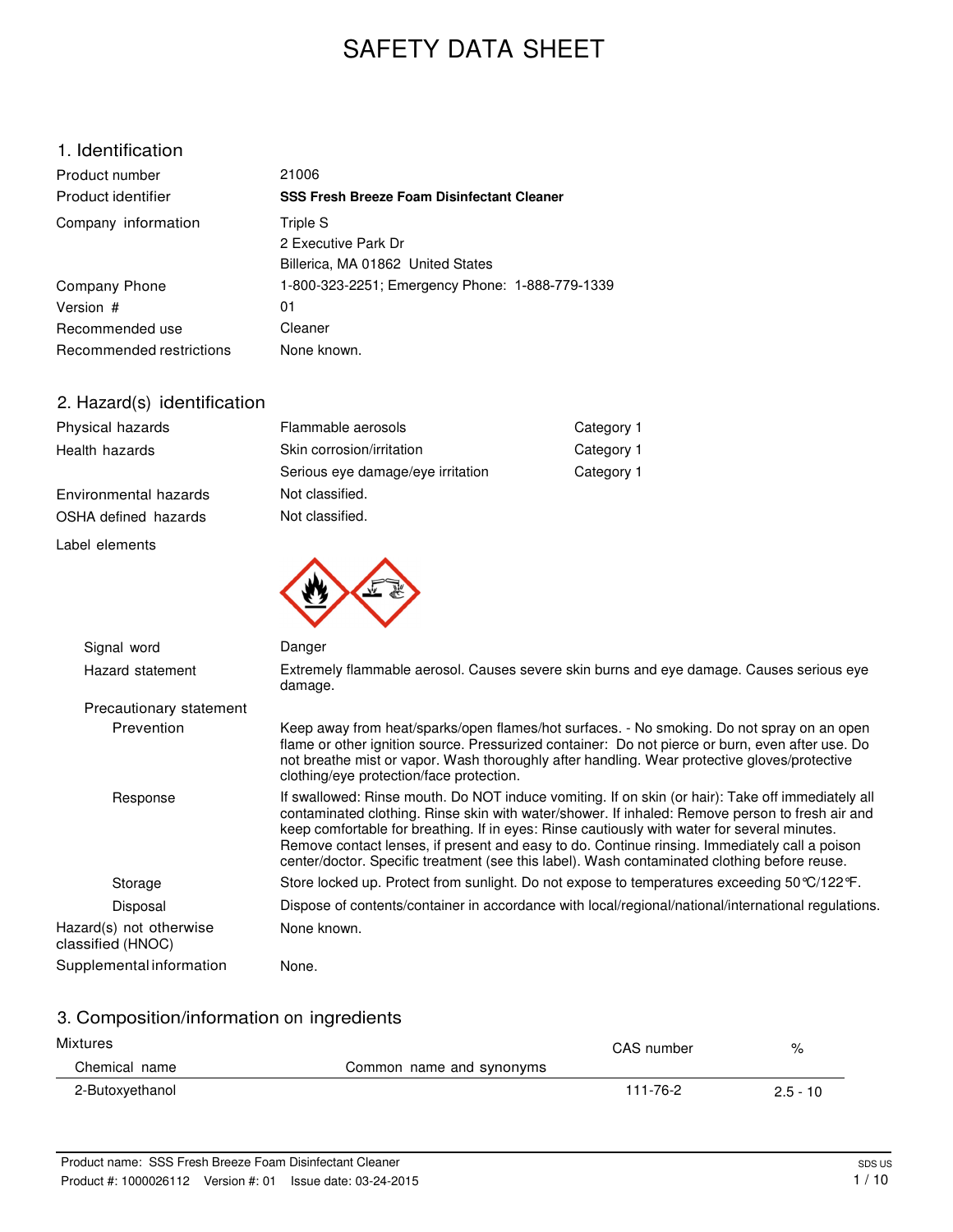# SAFETY DATA SHEET

## 1. Identification

| | |
|---|---|
| Product number | 21006 |
| Product identifier | **SSS Fresh Breeze Foam Disinfectant Cleaner** |
| Company information | Triple S<br>2 Executive Park Dr<br>Billerica, MA 01862 United States |
| Company Phone | 1-800-323-2251; Emergency Phone: 1-888-779-1339 |
| Version # | 01 |
| Recommended use | Cleaner |
| Recommended restrictions | None known. |

## 2. Hazard(s) identification

| | | |
|---|---|---|
| Physical hazards | Flammable aerosols | Category 1 |
| Health hazards | Skin corrosion/irritation | Category 1 |
| | Serious eye damage/eye irritation | Category 1 |
| Environmental hazards | Not classified. | |
| OSHA defined hazards | Not classified. | |

**Label elements**

**Signal word:** Danger

**Hazard statement:** Extremely flammable aerosol. Causes severe skin burns and eye damage. Causes serious eye damage.

**Precautionary statement**

**Prevention:** Keep away from heat/sparks/open flames/hot surfaces. - No smoking. Do not spray on an open flame or other ignition source. Pressurized container: Do not pierce or burn, even after use. Do not breathe mist or vapor. Wash thoroughly after handling. Wear protective gloves/protective clothing/eye protection/face protection.

**Response:** If swallowed: Rinse mouth. Do NOT induce vomiting. If on skin (or hair): Take off immediately all contaminated clothing. Rinse skin with water/shower. If inhaled: Remove person to fresh air and keep comfortable for breathing. If in eyes: Rinse cautiously with water for several minutes. Remove contact lenses, if present and easy to do. Continue rinsing. Immediately call a poison center/doctor. Specific treatment (see this label). Wash contaminated clothing before reuse.

**Storage:** Store locked up. Protect from sunlight. Do not expose to temperatures exceeding 50°C/122°F.

**Disposal:** Dispose of contents/container in accordance with local/regional/national/international regulations.

**Hazard(s) not otherwise classified (HNOC):** None known.

**Supplemental information:** None.

## 3. Composition/information on ingredients

Mixtures

| Chemical name | Common name and synonyms | CAS number | % |
|---|---|---|---|
| 2-Butoxyethanol | | 111-76-2 | 2.5 - 10 |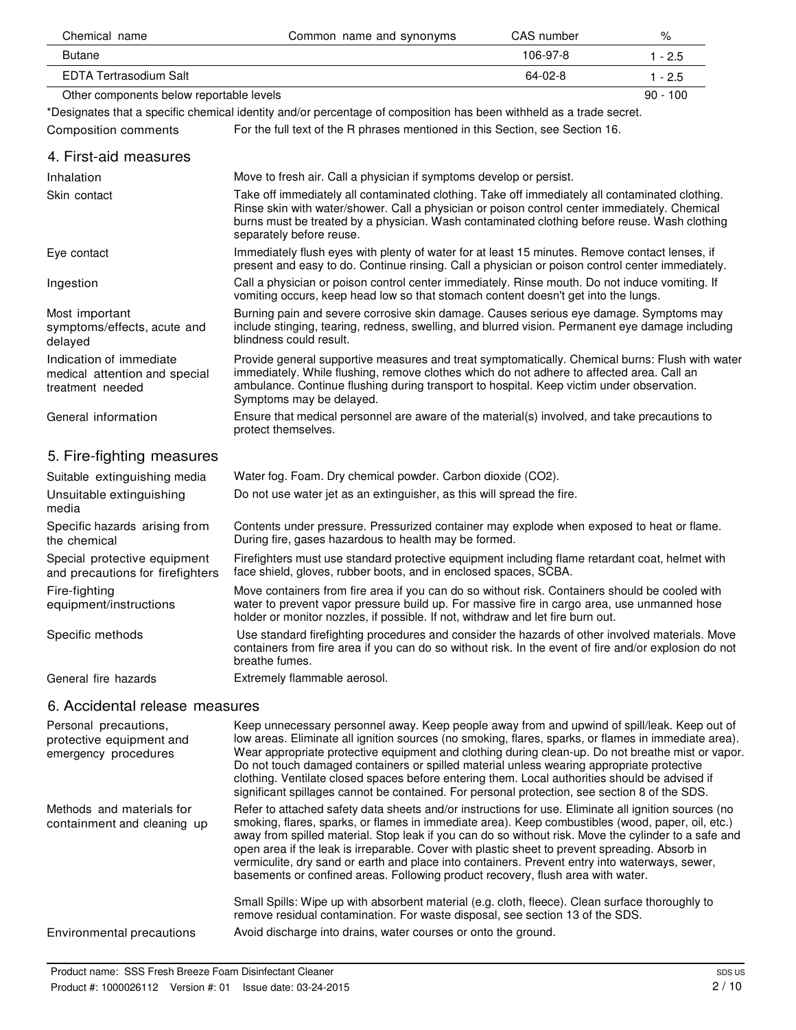| Chemical name | Common name and synonyms | CAS number | % |
| --- | --- | --- | --- |
| Butane | | 106-97-8 | 1 - 2.5 |
| EDTA Tertrasodium Salt | | 64-02-8 | 1 - 2.5 |
| Other components below reportable levels | | | 90 - 100 |

*Designates that a specific chemical identity and/or percentage of composition has been withheld as a trade secret.

**Composition comments** For the full text of the R phrases mentioned in this Section, see Section 16.

## 4. First-aid measures

**Inhalation** Move to fresh air. Call a physician if symptoms develop or persist.

**Skin contact** Take off immediately all contaminated clothing. Take off immediately all contaminated clothing. Rinse skin with water/shower. Call a physician or poison control center immediately. Chemical burns must be treated by a physician. Wash contaminated clothing before reuse. Wash clothing separately before reuse.

**Eye contact** Immediately flush eyes with plenty of water for at least 15 minutes. Remove contact lenses, if present and easy to do. Continue rinsing. Call a physician or poison control center immediately.

**Ingestion** Call a physician or poison control center immediately. Rinse mouth. Do not induce vomiting. If vomiting occurs, keep head low so that stomach content doesn't get into the lungs.

**Most important symptoms/effects, acute and delayed** Burning pain and severe corrosive skin damage. Causes serious eye damage. Symptoms may include stinging, tearing, redness, swelling, and blurred vision. Permanent eye damage including blindness could result.

**Indication of immediate medical attention and special treatment needed** Provide general supportive measures and treat symptomatically. Chemical burns: Flush with water immediately. While flushing, remove clothes which do not adhere to affected area. Call an ambulance. Continue flushing during transport to hospital. Keep victim under observation. Symptoms may be delayed.

**General information** Ensure that medical personnel are aware of the material(s) involved, and take precautions to protect themselves.

## 5. Fire-fighting measures

**Suitable extinguishing media** Water fog. Foam. Dry chemical powder. Carbon dioxide ($CO_2$).

**Unsuitable extinguishing media** Do not use water jet as an extinguisher, as this will spread the fire.

**Specific hazards arising from the chemical** Contents under pressure. Pressurized container may explode when exposed to heat or flame. During fire, gases hazardous to health may be formed.

**Special protective equipment and precautions for firefighters** Firefighters must use standard protective equipment including flame retardant coat, helmet with face shield, gloves, rubber boots, and in enclosed spaces, SCBA.

**Fire-fighting equipment/instructions** Move containers from fire area if you can do so without risk. Containers should be cooled with water to prevent vapor pressure build up. For massive fire in cargo area, use unmanned hose holder or monitor nozzles, if possible. If not, withdraw and let fire burn out.

**Specific methods** Use standard firefighting procedures and consider the hazards of other involved materials. Move containers from fire area if you can do so without risk. In the event of fire and/or explosion do not breathe fumes.

**General fire hazards** Extremely flammable aerosol.

## 6. Accidental release measures

**Personal precautions, protective equipment and emergency procedures** Keep unnecessary personnel away. Keep people away from and upwind of spill/leak. Keep out of low areas. Eliminate all ignition sources (no smoking, flares, sparks, or flames in immediate area). Wear appropriate protective equipment and clothing during clean-up. Do not breathe mist or vapor. Do not touch damaged containers or spilled material unless wearing appropriate protective clothing. Ventilate closed spaces before entering them. Local authorities should be advised if significant spillages cannot be contained. For personal protection, see section 8 of the SDS.

**Methods and materials for containment and cleaning up** Refer to attached safety data sheets and/or instructions for use. Eliminate all ignition sources (no smoking, flares, sparks, or flames in immediate area). Keep combustibles (wood, paper, oil, etc.) away from spilled material. Stop leak if you can do so without risk. Move the cylinder to a safe and open area if the leak is irreparable. Cover with plastic sheet to prevent spreading. Absorb in vermiculite, dry sand or earth and place into containers. Prevent entry into waterways, sewer, basements or confined areas. Following product recovery, flush area with water.

Small Spills: Wipe up with absorbent material (e.g. cloth, fleece). Clean surface thoroughly to remove residual contamination. For waste disposal, see section 13 of the SDS.

**Environmental precautions** Avoid discharge into drains, water courses or onto the ground.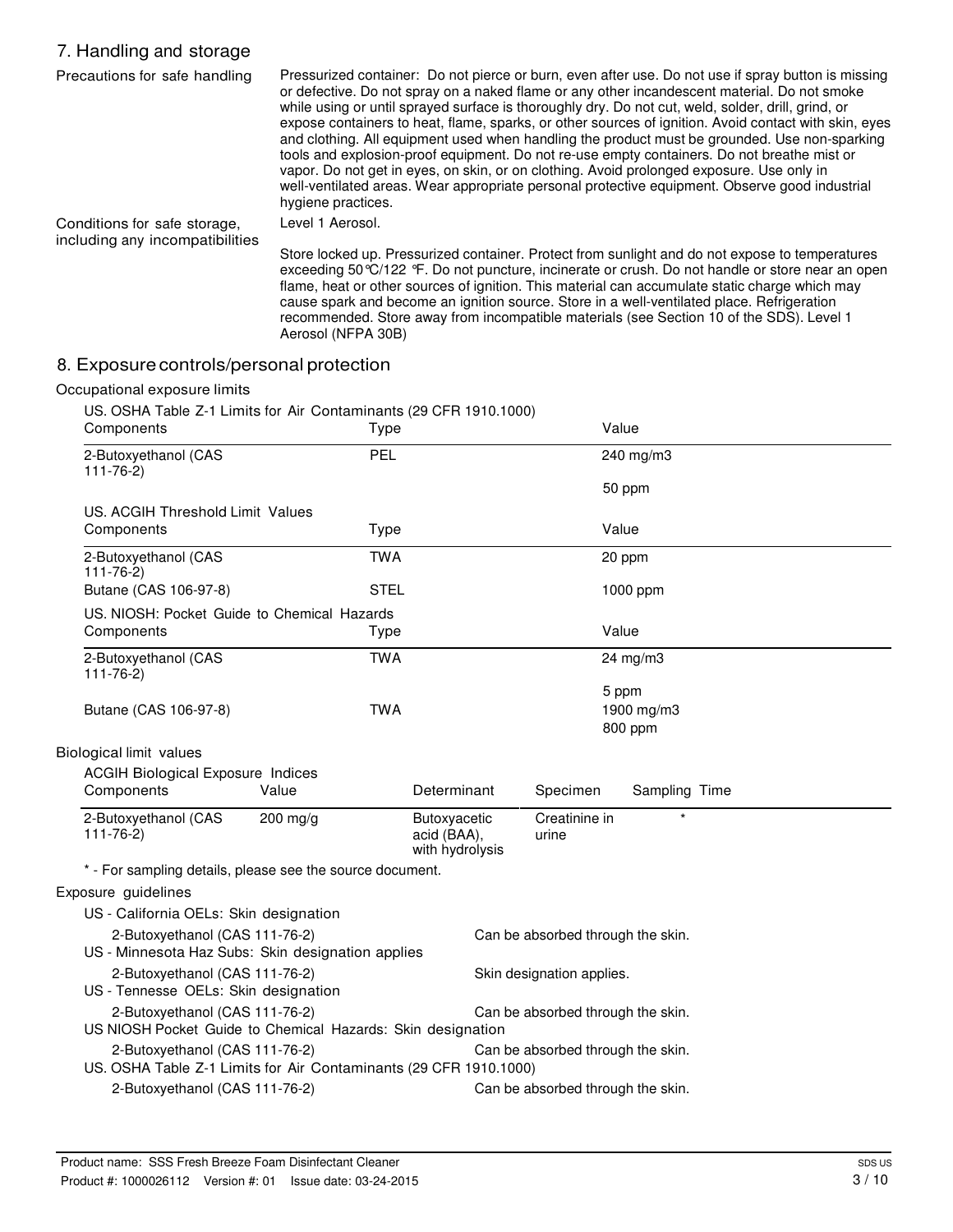## 7. Handling and storage

**Precautions for safe handling**

Pressurized container: Do not pierce or burn, even after use. Do not use if spray button is missing or defective. Do not spray on a naked flame or any other incandescent material. Do not smoke while using or until sprayed surface is thoroughly dry. Do not cut, weld, solder, drill, grind, or expose containers to heat, flame, sparks, or other sources of ignition. Avoid contact with skin, eyes and clothing. All equipment used when handling the product must be grounded. Use non-sparking tools and explosion-proof equipment. Do not re-use empty containers. Do not breathe mist or vapor. Do not get in eyes, on skin, or on clothing. Avoid prolonged exposure. Use only in well-ventilated areas. Wear appropriate personal protective equipment. Observe good industrial hygiene practices.

**Conditions for safe storage, including any incompatibilities**

Level 1 Aerosol.

Store locked up. Pressurized container. Protect from sunlight and do not expose to temperatures exceeding 50°C/122 °F. Do not puncture, incinerate or crush. Do not handle or store near an open flame, heat or other sources of ignition. This material can accumulate static charge which may cause spark and become an ignition source. Store in a well-ventilated place. Refrigeration recommended. Store away from incompatible materials (see Section 10 of the SDS). Level 1 Aerosol (NFPA 30B)

## 8. Exposure controls/personal protection

**Occupational exposure limits**

US. OSHA Table Z-1 Limits for Air Contaminants (29 CFR 1910.1000)

| Components | Type | Value |
|---|---|---|
| 2-Butoxyethanol (CAS 111-76-2) | PEL | 240 mg/m3 |
| | | 50 ppm |

US. ACGIH Threshold Limit Values

| Components | Type | Value |
|---|---|---|
| 2-Butoxyethanol (CAS 111-76-2) | TWA | 20 ppm |
| Butane (CAS 106-97-8) | STEL | 1000 ppm |

US. NIOSH: Pocket Guide to Chemical Hazards

| Components | Type | Value |
|---|---|---|
| 2-Butoxyethanol (CAS 111-76-2) | TWA | 24 mg/m3 |
| | | 5 ppm |
| Butane (CAS 106-97-8) | TWA | 1900 mg/m3 |
| | | 800 ppm |

**Biological limit values**

ACGIH Biological Exposure Indices

| Components | Value | Determinant | Specimen | Sampling Time |
|---|---|---|---|---|
| 2-Butoxyethanol (CAS 111-76-2) | 200 mg/g | Butoxyacetic acid (BAA), with hydrolysis | Creatinine in urine | * |

\* - For sampling details, please see the source document.

**Exposure guidelines**

US - California OELs: Skin designation

| | |
|---|---|
| 2-Butoxyethanol (CAS 111-76-2) | Can be absorbed through the skin. |

US - Minnesota Haz Subs: Skin designation applies

| | |
|---|---|
| 2-Butoxyethanol (CAS 111-76-2) | Skin designation applies. |

US - Tennesse OELs: Skin designation

| | |
|---|---|
| 2-Butoxyethanol (CAS 111-76-2) | Can be absorbed through the skin. |

US NIOSH Pocket Guide to Chemical Hazards: Skin designation

| | |
|---|---|
| 2-Butoxyethanol (CAS 111-76-2) | Can be absorbed through the skin. |

US. OSHA Table Z-1 Limits for Air Contaminants (29 CFR 1910.1000)

| | |
|---|---|
| 2-Butoxyethanol (CAS 111-76-2) | Can be absorbed through the skin. |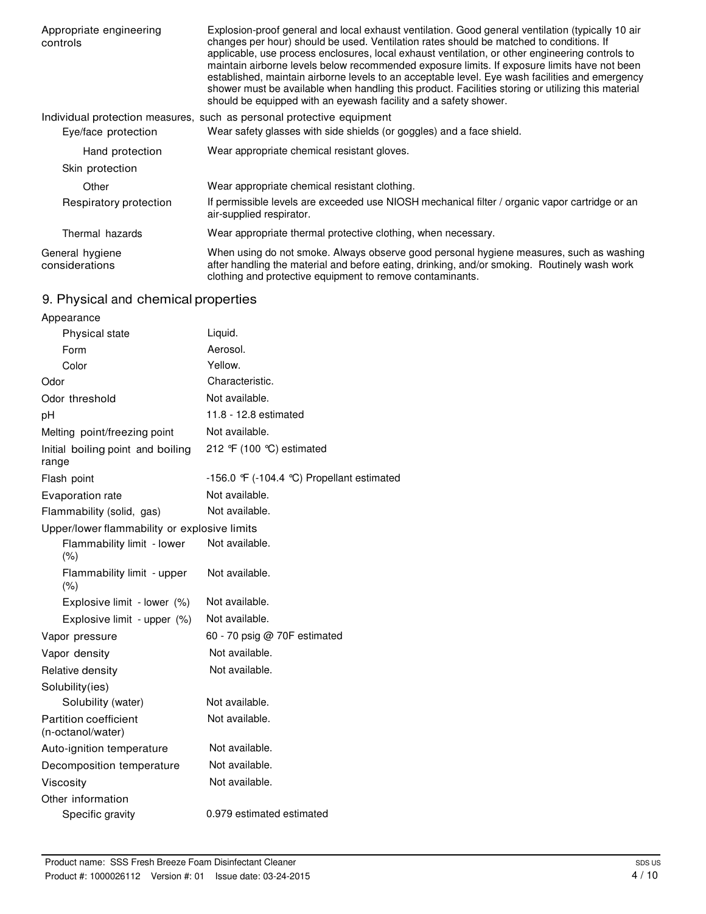| | |
|---|---|
| Appropriate engineering controls | Explosion-proof general and local exhaust ventilation. Good general ventilation (typically 10 air changes per hour) should be used. Ventilation rates should be matched to conditions. If applicable, use process enclosures, local exhaust ventilation, or other engineering controls to maintain airborne levels below recommended exposure limits. If exposure limits have not been established, maintain airborne levels to an acceptable level. Eye wash facilities and emergency shower must be available when handling this product. Facilities storing or utilizing this material should be equipped with an eyewash facility and a safety shower. |

**Individual protection measures, such as personal protective equipment**

| | |
|---|---|
| Eye/face protection | Wear safety glasses with side shields (or goggles) and a face shield. |
| Hand protection | Wear appropriate chemical resistant gloves. |
| Skin protection | |
| Other | Wear appropriate chemical resistant clothing. |
| Respiratory protection | If permissible levels are exceeded use NIOSH mechanical filter / organic vapor cartridge or an air-supplied respirator. |
| Thermal hazards | Wear appropriate thermal protective clothing, when necessary. |
| General hygiene considerations | When using do not smoke. Always observe good personal hygiene measures, such as washing after handling the material and before eating, drinking, and/or smoking. Routinely wash work clothing and protective equipment to remove contaminants. |

## 9. Physical and chemical properties

| | |
|---|---|
| **Appearance** | |
| Physical state | Liquid. |
| Form | Aerosol. |
| Color | Yellow. |
| Odor | Characteristic. |
| Odor threshold | Not available. |
| pH | 11.8 - 12.8 estimated |
| Melting point/freezing point | Not available. |
| Initial boiling point and boiling range | 212 °F (100 °C) estimated |
| Flash point | -156.0 °F (-104.4 °C) Propellant estimated |
| Evaporation rate | Not available. |
| Flammability (solid, gas) | Not available. |
| **Upper/lower flammability or explosive limits** | |
| Flammability limit - lower (%) | Not available. |
| Flammability limit - upper (%) | Not available. |
| Explosive limit - lower (%) | Not available. |
| Explosive limit - upper (%) | Not available. |
| Vapor pressure | 60 - 70 psig @ 70F estimated |
| Vapor density | Not available. |
| Relative density | Not available. |
| **Solubility(ies)** | |
| Solubility (water) | Not available. |
| Partition coefficient (n-octanol/water) | Not available. |
| Auto-ignition temperature | Not available. |
| Decomposition temperature | Not available. |
| Viscosity | Not available. |
| **Other information** | |
| Specific gravity | 0.979 estimated estimated |

Product name: SSS Fresh Breeze Foam Disinfectant Cleaner
Product #: 1000026112 Version #: 01 Issue date: 03-24-2015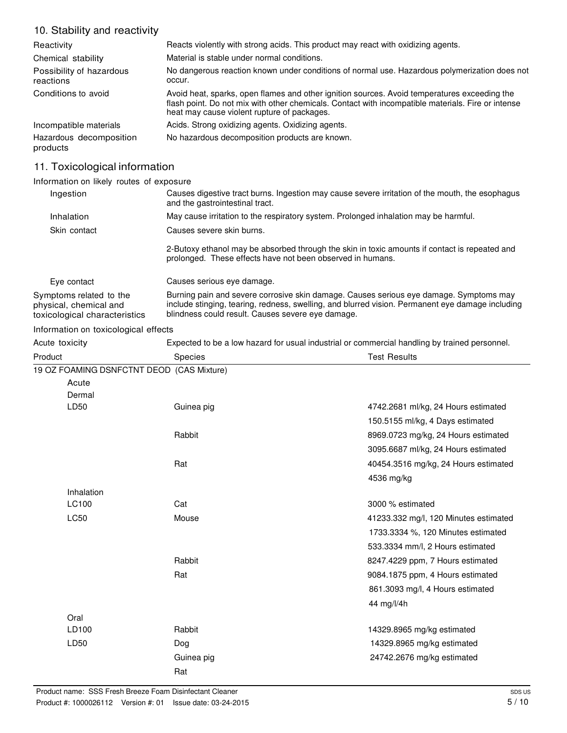## 10. Stability and reactivity

| | |
|---|---|
| Reactivity | Reacts violently with strong acids. This product may react with oxidizing agents. |
| Chemical stability | Material is stable under normal conditions. |
| Possibility of hazardous reactions | No dangerous reaction known under conditions of normal use. Hazardous polymerization does not occur. |
| Conditions to avoid | Avoid heat, sparks, open flames and other ignition sources. Avoid temperatures exceeding the flash point. Do not mix with other chemicals. Contact with incompatible materials. Fire or intense heat may cause violent rupture of packages. |
| Incompatible materials | Acids. Strong oxidizing agents. Oxidizing agents. |
| Hazardous decomposition products | No hazardous decomposition products are known. |

## 11. Toxicological information

**Information on likely routes of exposure**

| | |
|---|---|
| Ingestion | Causes digestive tract burns. Ingestion may cause severe irritation of the mouth, the esophagus and the gastrointestinal tract. |
| Inhalation | May cause irritation to the respiratory system. Prolonged inhalation may be harmful. |
| Skin contact | Causes severe skin burns.<br><br>2-Butoxy ethanol may be absorbed through the skin in toxic amounts if contact is repeated and prolonged. These effects have not been observed in humans. |
| Eye contact | Causes serious eye damage. |
| Symptoms related to the physical, chemical and toxicological characteristics | Burning pain and severe corrosive skin damage. Causes serious eye damage. Symptoms may include stinging, tearing, redness, swelling, and blurred vision. Permanent eye damage including blindness could result. Causes severe eye damage. |

**Information on toxicological effects**

Acute toxicity: Expected to be a low hazard for usual industrial or commercial handling by trained personnel.

| Product | Species | Test Results |
|---|---|---|
| 19 OZ FOAMING DSNFCTNT DEOD (CAS Mixture) | | |
| Acute | | |
| Dermal | | |
| LD50 | Guinea pig | 4742.2681 ml/kg, 24 Hours estimated |
| | | 150.5155 ml/kg, 4 Days estimated |
| | Rabbit | 8969.0723 mg/kg, 24 Hours estimated |
| | | 3095.6687 ml/kg, 24 Hours estimated |
| | Rat | 40454.3516 mg/kg, 24 Hours estimated |
| | | 4536 mg/kg |
| Inhalation | | |
| LC100 | Cat | 3000 % estimated |
| LC50 | Mouse | 41233.332 mg/l, 120 Minutes estimated |
| | | 1733.3334 %, 120 Minutes estimated |
| | | 533.3334 mm/l, 2 Hours estimated |
| | Rabbit | 8247.4229 ppm, 7 Hours estimated |
| | Rat | 9084.1875 ppm, 4 Hours estimated |
| | | 861.3093 mg/l, 4 Hours estimated |
| | | 44 mg/l/4h |
| Oral | | |
| LD100 | Rabbit | 14329.8965 mg/kg estimated |
| LD50 | Dog | 14329.8965 mg/kg estimated |
| | Guinea pig | 24742.2676 mg/kg estimated |
| | Rat | |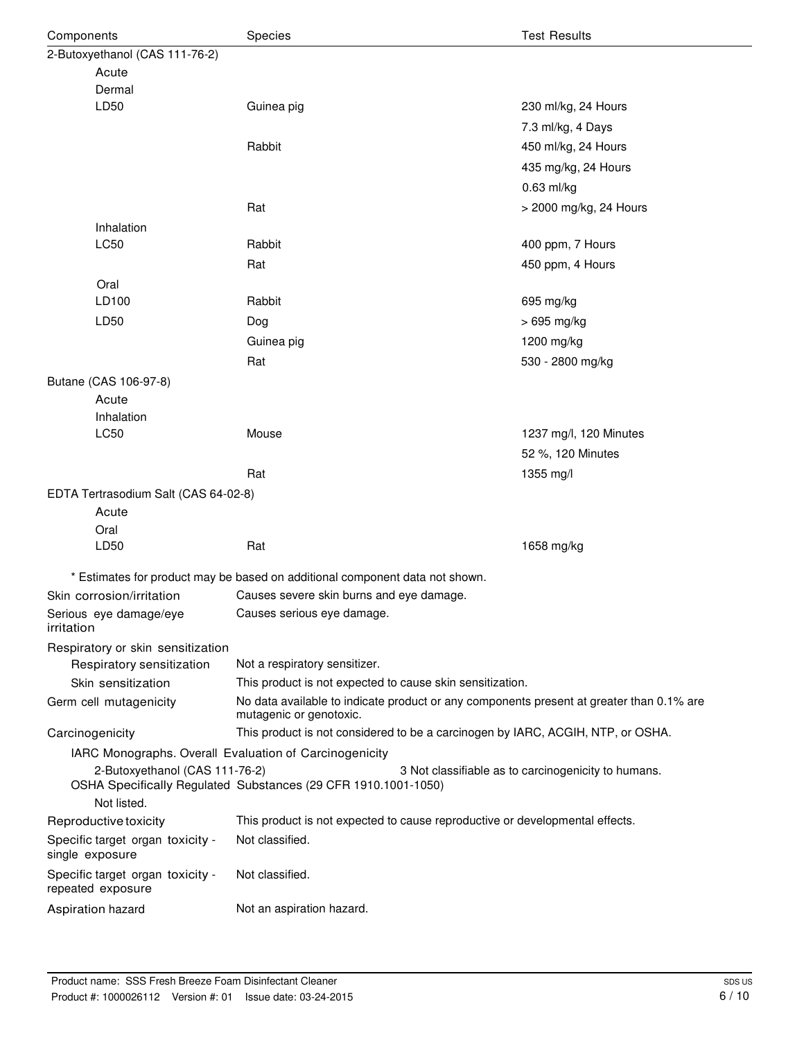| Components | Species | Test Results |
|---|---|---|
| 2-Butoxyethanol (CAS 111-76-2) | | |
| Acute | | |
| Dermal | | |
| LD50 | Guinea pig | 230 ml/kg, 24 Hours |
| | | 7.3 ml/kg, 4 Days |
| | Rabbit | 450 ml/kg, 24 Hours |
| | | 435 mg/kg, 24 Hours |
| | | 0.63 ml/kg |
| | Rat | > 2000 mg/kg, 24 Hours |
| Inhalation | | |
| LC50 | Rabbit | 400 ppm, 7 Hours |
| | Rat | 450 ppm, 4 Hours |
| Oral | | |
| LD100 | Rabbit | 695 mg/kg |
| LD50 | Dog | > 695 mg/kg |
| | Guinea pig | 1200 mg/kg |
| | Rat | 530 - 2800 mg/kg |
| Butane (CAS 106-97-8) | | |
| Acute | | |
| Inhalation | | |
| LC50 | Mouse | 1237 mg/l, 120 Minutes |
| | | 52 %, 120 Minutes |
| | Rat | 1355 mg/l |
| EDTA Tertrasodium Salt (CAS 64-02-8) | | |
| Acute | | |
| Oral | | |
| LD50 | Rat | 1658 mg/kg |

\* Estimates for product may be based on additional component data not shown.

**Skin corrosion/irritation**: Causes severe skin burns and eye damage.

**Serious eye damage/eye irritation**: Causes serious eye damage.

**Respiratory or skin sensitization**

**Respiratory sensitization**: Not a respiratory sensitizer.

**Skin sensitization**: This product is not expected to cause skin sensitization.

**Germ cell mutagenicity**: No data available to indicate product or any components present at greater than 0.1% are mutagenic or genotoxic.

**Carcinogenicity**: This product is not considered to be a carcinogen by IARC, ACGIH, NTP, or OSHA.

IARC Monographs. Overall Evaluation of Carcinogenicity

2-Butoxyethanol (CAS 111-76-2) — 3 Not classifiable as to carcinogenicity to humans.

OSHA Specifically Regulated Substances (29 CFR 1910.1001-1050)

Not listed.

**Reproductive toxicity**: This product is not expected to cause reproductive or developmental effects.

**Specific target organ toxicity - single exposure**: Not classified.

**Specific target organ toxicity - repeated exposure**: Not classified.

**Aspiration hazard**: Not an aspiration hazard.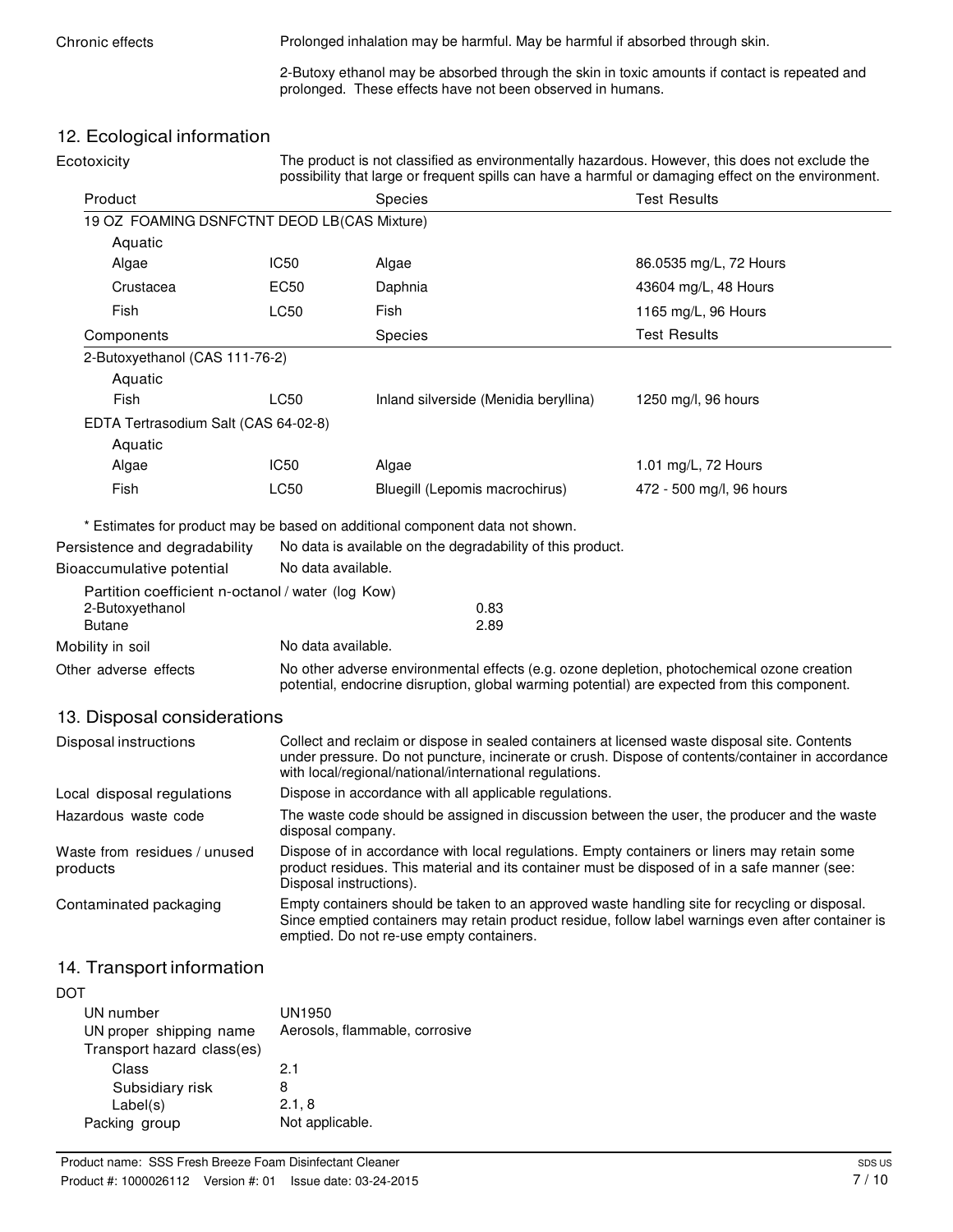Chronic effects

Prolonged inhalation may be harmful. May be harmful if absorbed through skin.

2-Butoxy ethanol may be absorbed through the skin in toxic amounts if contact is repeated and prolonged. These effects have not been observed in humans.

## 12. Ecological information

**Ecotoxicity**

The product is not classified as environmentally hazardous. However, this does not exclude the possibility that large or frequent spills can have a harmful or damaging effect on the environment.

| Product | | Species | Test Results |
|---|---|---|---|
| 19 OZ FOAMING DSNFCTNT DEOD LB(CAS Mixture) | | | |
| Aquatic | | | |
| Algae | IC50 | Algae | 86.0535 mg/L, 72 Hours |
| Crustacea | EC50 | Daphnia | 43604 mg/L, 48 Hours |
| Fish | LC50 | Fish | 1165 mg/L, 96 Hours |
| **Components** | | **Species** | **Test Results** |
| 2-Butoxyethanol (CAS 111-76-2) | | | |
| Aquatic | | | |
| Fish | LC50 | Inland silverside (Menidia beryllina) | 1250 mg/l, 96 hours |
| EDTA Tertrasodium Salt (CAS 64-02-8) | | | |
| Aquatic | | | |
| Algae | IC50 | Algae | 1.01 mg/L, 72 Hours |
| Fish | LC50 | Bluegill (Lepomis macrochirus) | 472 - 500 mg/l, 96 hours |

* Estimates for product may be based on additional component data not shown.

**Persistence and degradability** No data is available on the degradability of this product.

**Bioaccumulative potential** No data available.

Partition coefficient n-octanol / water (log Kow)

| | |
|---|---|
| 2-Butoxyethanol | 0.83 |
| Butane | 2.89 |

**Mobility in soil** No data available.

**Other adverse effects** No other adverse environmental effects (e.g. ozone depletion, photochemical ozone creation potential, endocrine disruption, global warming potential) are expected from this component.

## 13. Disposal considerations

**Disposal instructions** Collect and reclaim or dispose in sealed containers at licensed waste disposal site. Contents under pressure. Do not puncture, incinerate or crush. Dispose of contents/container in accordance with local/regional/national/international regulations.

**Local disposal regulations** Dispose in accordance with all applicable regulations.

**Hazardous waste code** The waste code should be assigned in discussion between the user, the producer and the waste disposal company.

**Waste from residues / unused products** Dispose of in accordance with local regulations. Empty containers or liners may retain some product residues. This material and its container must be disposed of in a safe manner (see: Disposal instructions).

**Contaminated packaging** Empty containers should be taken to an approved waste handling site for recycling or disposal. Since emptied containers may retain product residue, follow label warnings even after container is emptied. Do not re-use empty containers.

## 14. Transport information

**DOT**

| | |
|---|---|
| UN number | UN1950 |
| UN proper shipping name | Aerosols, flammable, corrosive |
| Transport hazard class(es) | |
| Class | 2.1 |
| Subsidiary risk | 8 |
| Label(s) | 2.1, 8 |
| Packing group | Not applicable. |

Product name: SSS Fresh Breeze Foam Disinfectant Cleaner
Product #: 1000026112 Version #: 01 Issue date: 03-24-2015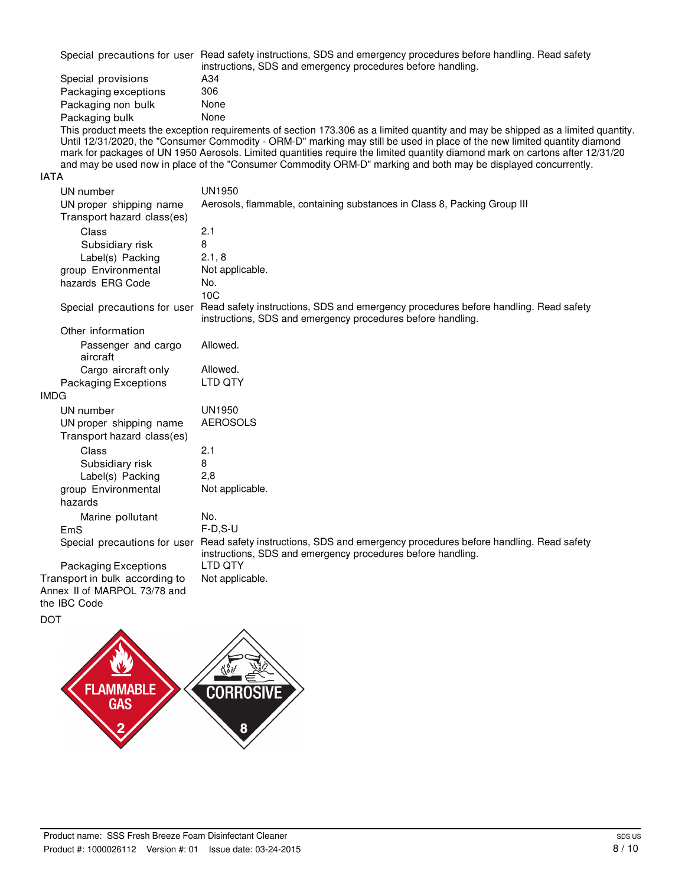| | |
|---|---|
| Special precautions for user | Read safety instructions, SDS and emergency procedures before handling. Read safety instructions, SDS and emergency procedures before handling. |
| Special provisions | A34 |
| Packaging exceptions | 306 |
| Packaging non bulk | None |
| Packaging bulk | None |

This product meets the exception requirements of section 173.306 as a limited quantity and may be shipped as a limited quantity. Until 12/31/2020, the "Consumer Commodity - ORM-D" marking may still be used in place of the new limited quantity diamond mark for packages of UN 1950 Aerosols. Limited quantities require the limited quantity diamond mark on cartons after 12/31/20 and may be used now in place of the "Consumer Commodity ORM-D" marking and both may be displayed concurrently.

**IATA**

| | |
|---|---|
| UN number | UN1950 |
| UN proper shipping name | Aerosols, flammable, containing substances in Class 8, Packing Group III |
| Transport hazard class(es) | |
| Class | 2.1 |
| Subsidiary risk | 8 |
| Label(s) | 2.1, 8 |
| Packing group | Not applicable. |
| Environmental hazards | No. |
| ERG Code | 10C |
| Special precautions for user | Read safety instructions, SDS and emergency procedures before handling. Read safety instructions, SDS and emergency procedures before handling. |
| Other information | |
| Passenger and cargo aircraft | Allowed. |
| Cargo aircraft only | Allowed. |
| Packaging Exceptions | LTD QTY |

**IMDG**

| | |
|---|---|
| UN number | UN1950 |
| UN proper shipping name | AEROSOLS |
| Transport hazard class(es) | |
| Class | 2.1 |
| Subsidiary risk | 8 |
| Label(s) | 2,8 |
| Packing group | Not applicable. |
| Environmental hazards | |
| Marine pollutant | No. |
| EmS | F-D,S-U |
| Special precautions for user | Read safety instructions, SDS and emergency procedures before handling. Read safety instructions, SDS and emergency procedures before handling. |
| Packaging Exceptions | LTD QTY |
| Transport in bulk according to Annex II of MARPOL 73/78 and the IBC Code | Not applicable. |

**DOT**

FLAMMABLE GAS 2

CORROSIVE 8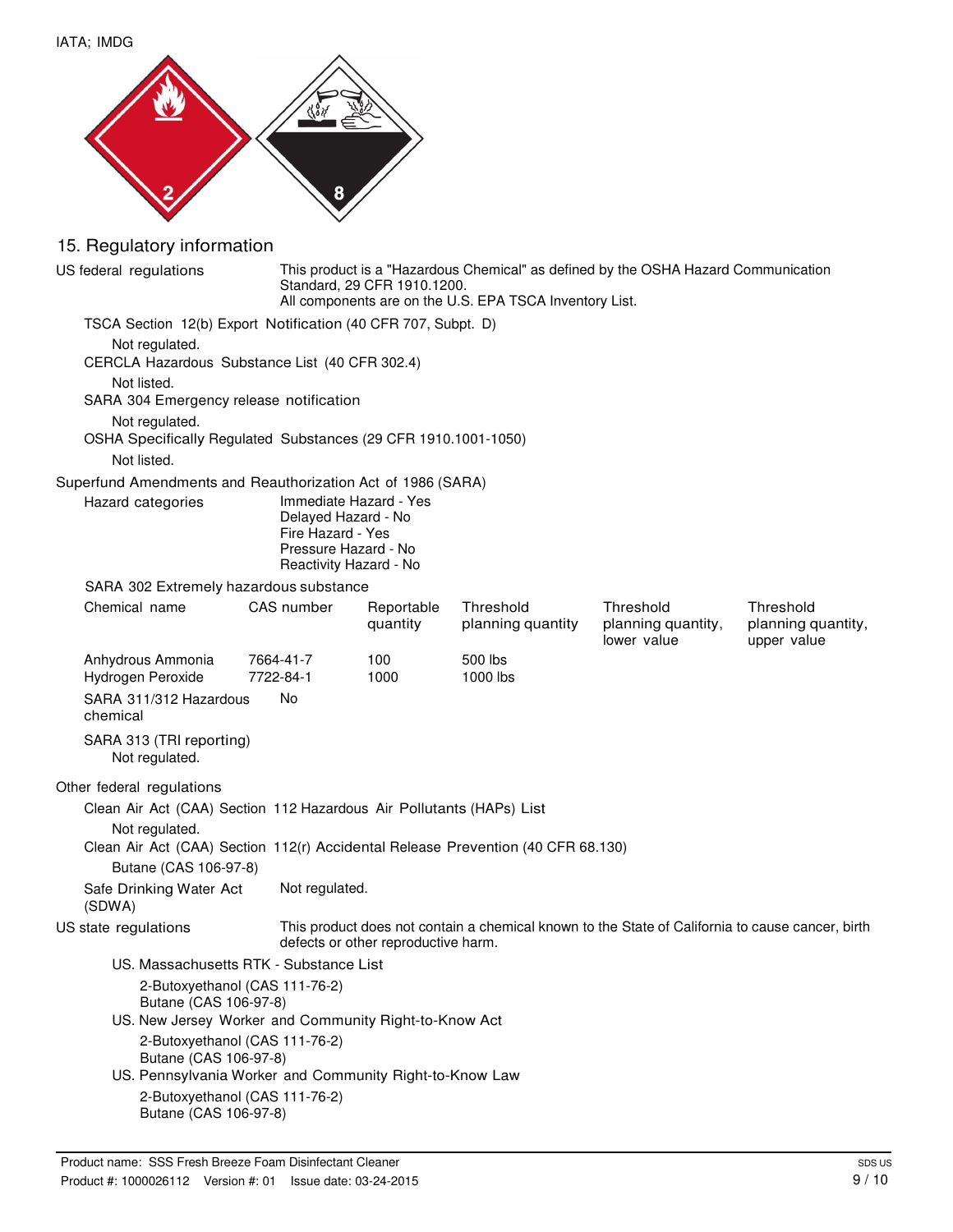IATA; IMDG

## 15. Regulatory information

**US federal regulations**

This product is a "Hazardous Chemical" as defined by the OSHA Hazard Communication Standard, 29 CFR 1910.1200.
All components are on the U.S. EPA TSCA Inventory List.

TSCA Section 12(b) Export Notification (40 CFR 707, Subpt. D)

Not regulated.

CERCLA Hazardous Substance List (40 CFR 302.4)

Not listed.

SARA 304 Emergency release notification

Not regulated.

OSHA Specifically Regulated Substances (29 CFR 1910.1001-1050)

Not listed.

**Superfund Amendments and Reauthorization Act of 1986 (SARA)**

Hazard categories

Immediate Hazard - Yes
Delayed Hazard - No
Fire Hazard - Yes
Pressure Hazard - No
Reactivity Hazard - No

SARA 302 Extremely hazardous substance

| Chemical name | CAS number | Reportable quantity | Threshold planning quantity | Threshold planning quantity, lower value | Threshold planning quantity, upper value |
|---|---|---|---|---|---|
| Anhydrous Ammonia | 7664-41-7 | 100 | 500 lbs | | |
| Hydrogen Peroxide | 7722-84-1 | 1000 | 1000 lbs | | |

SARA 311/312 Hazardous chemical: No

SARA 313 (TRI reporting)

Not regulated.

**Other federal regulations**

Clean Air Act (CAA) Section 112 Hazardous Air Pollutants (HAPs) List

Not regulated.

Clean Air Act (CAA) Section 112(r) Accidental Release Prevention (40 CFR 68.130)

Butane (CAS 106-97-8)

Safe Drinking Water Act (SDWA): Not regulated.

**US state regulations**

This product does not contain a chemical known to the State of California to cause cancer, birth defects or other reproductive harm.

US. Massachusetts RTK - Substance List

2-Butoxyethanol (CAS 111-76-2)
Butane (CAS 106-97-8)

US. New Jersey Worker and Community Right-to-Know Act

2-Butoxyethanol (CAS 111-76-2)
Butane (CAS 106-97-8)

US. Pennsylvania Worker and Community Right-to-Know Law

2-Butoxyethanol (CAS 111-76-2)
Butane (CAS 106-97-8)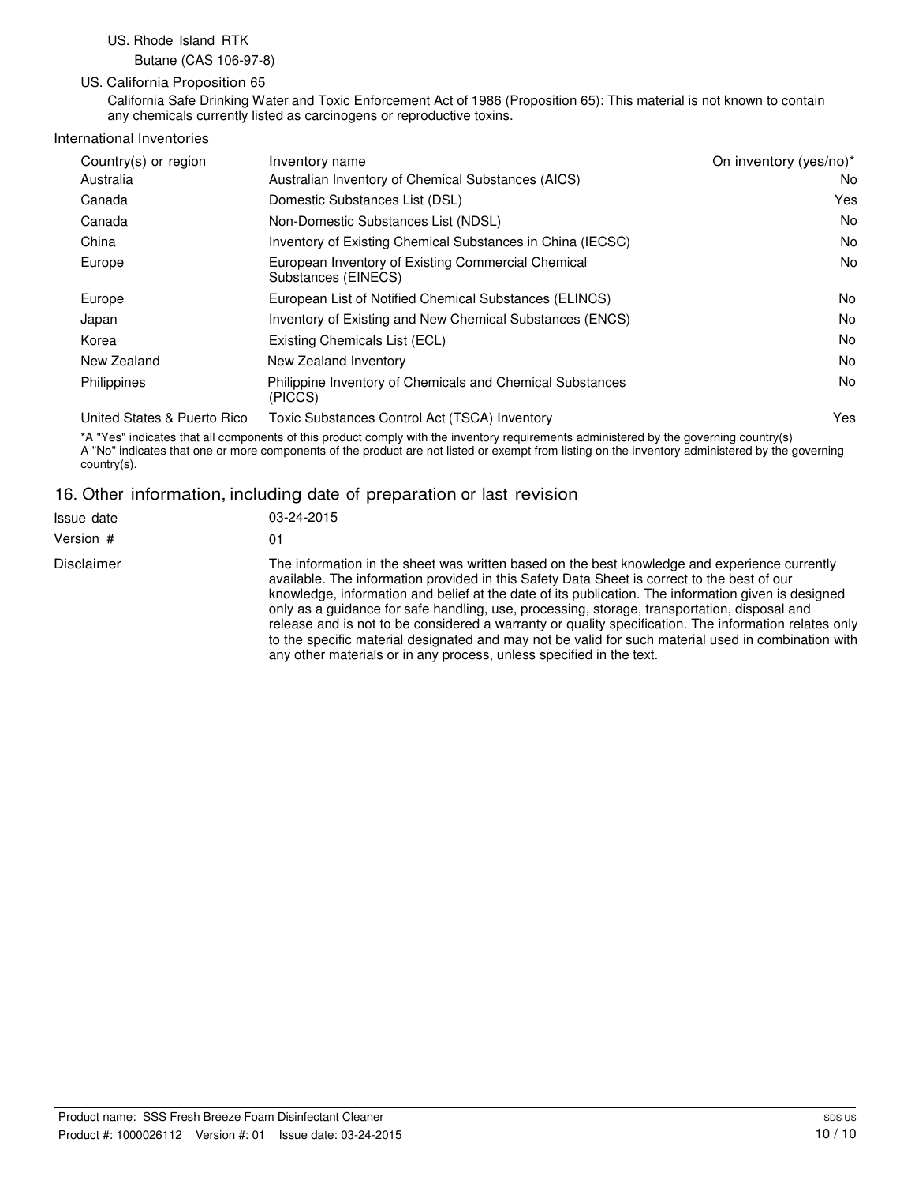US. Rhode Island RTK

Butane (CAS 106-97-8)

US. California Proposition 65

California Safe Drinking Water and Toxic Enforcement Act of 1986 (Proposition 65): This material is not known to contain any chemicals currently listed as carcinogens or reproductive toxins.

International Inventories

| Country(s) or region | Inventory name | On inventory (yes/no)* |
|---|---|---|
| Australia | Australian Inventory of Chemical Substances (AICS) | No |
| Canada | Domestic Substances List (DSL) | Yes |
| Canada | Non-Domestic Substances List (NDSL) | No |
| China | Inventory of Existing Chemical Substances in China (IECSC) | No |
| Europe | European Inventory of Existing Commercial Chemical Substances (EINECS) | No |
| Europe | European List of Notified Chemical Substances (ELINCS) | No |
| Japan | Inventory of Existing and New Chemical Substances (ENCS) | No |
| Korea | Existing Chemicals List (ECL) | No |
| New Zealand | New Zealand Inventory | No |
| Philippines | Philippine Inventory of Chemicals and Chemical Substances (PICCS) | No |
| United States & Puerto Rico | Toxic Substances Control Act (TSCA) Inventory | Yes |

*A "Yes" indicates that all components of this product comply with the inventory requirements administered by the governing country(s)
A "No" indicates that one or more components of the product are not listed or exempt from listing on the inventory administered by the governing country(s).

## 16. Other information, including date of preparation or last revision

| | |
|---|---|
| Issue date | 03-24-2015 |
| Version # | 01 |
| Disclaimer | The information in the sheet was written based on the best knowledge and experience currently available. The information provided in this Safety Data Sheet is correct to the best of our knowledge, information and belief at the date of its publication. The information given is designed only as a guidance for safe handling, use, processing, storage, transportation, disposal and release and is not to be considered a warranty or quality specification. The information relates only to the specific material designated and may not be valid for such material used in combination with any other materials or in any process, unless specified in the text. |